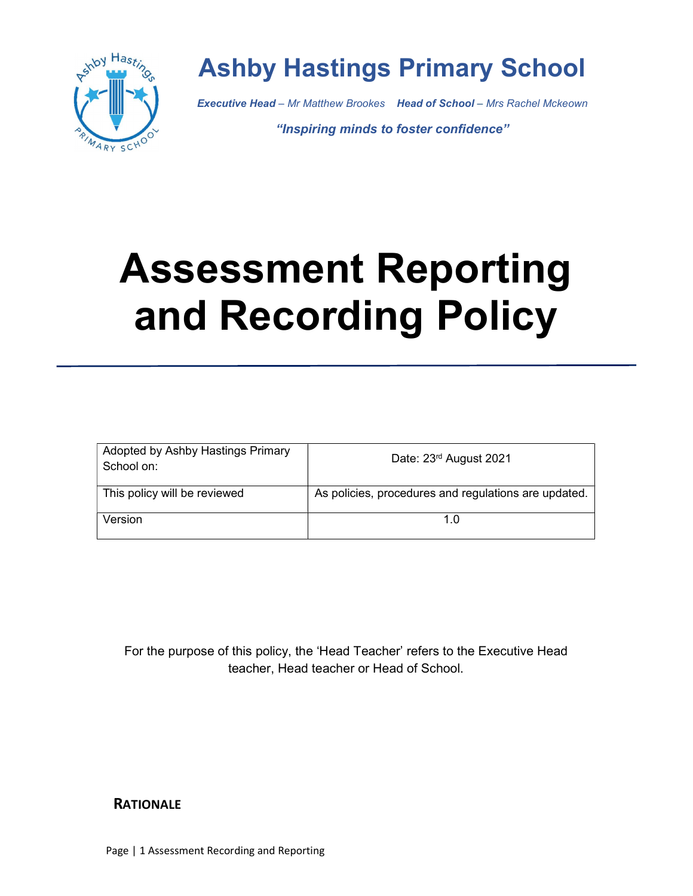# Ashby Hastings Primary School

***Executive Head** – Mr Matthew Brookes* ***Head of School** – Mrs Rachel Mckeown*

***"Inspiring minds to foster confidence"***

# Assessment Reporting and Recording Policy

| Adopted by Ashby Hastings Primary School on: | Date: 23rd August 2021 |
| --- | --- |
| This policy will be reviewed | As policies, procedures and regulations are updated. |
| Version | 1.0 |

For the purpose of this policy, the 'Head Teacher' refers to the Executive Head teacher, Head teacher or Head of School.

## RATIONALE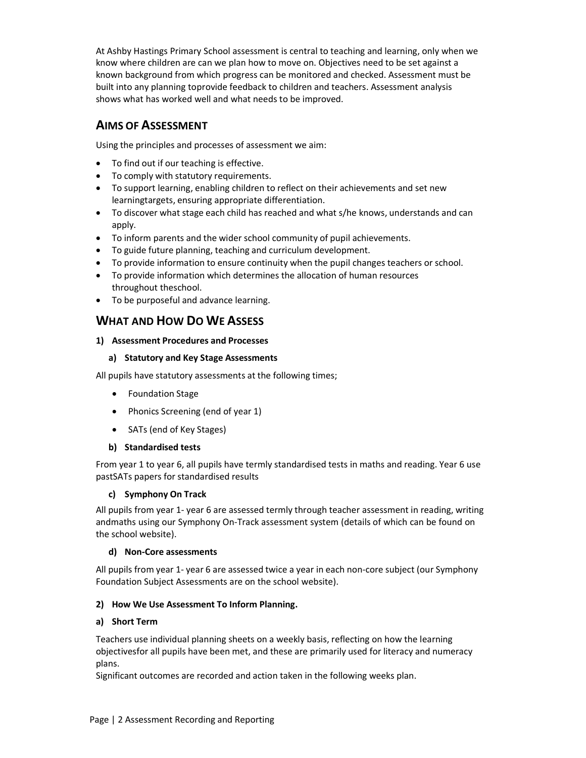At Ashby Hastings Primary School assessment is central to teaching and learning, only when we know where children are can we plan how to move on. Objectives need to be set against a known background from which progress can be monitored and checked. Assessment must be built into any planning toprovide feedback to children and teachers. Assessment analysis shows what has worked well and what needs to be improved.

## AIMS OF ASSESSMENT

Using the principles and processes of assessment we aim:

- To find out if our teaching is effective.
- To comply with statutory requirements.
- To support learning, enabling children to reflect on their achievements and set new learningtargets, ensuring appropriate differentiation.
- To discover what stage each child has reached and what s/he knows, understands and can apply.
- To inform parents and the wider school community of pupil achievements.
- To guide future planning, teaching and curriculum development.
- To provide information to ensure continuity when the pupil changes teachers or school.
- To provide information which determines the allocation of human resources throughout theschool.
- To be purposeful and advance learning.

## WHAT AND HOW DO WE ASSESS

**1) Assessment Procedures and Processes**

**a) Statutory and Key Stage Assessments**

All pupils have statutory assessments at the following times;

- Foundation Stage
- Phonics Screening (end of year 1)
- SATs (end of Key Stages)

**b) Standardised tests**

From year 1 to year 6, all pupils have termly standardised tests in maths and reading. Year 6 use pastSATs papers for standardised results

**c) Symphony On Track**

All pupils from year 1- year 6 are assessed termly through teacher assessment in reading, writing andmaths using our Symphony On-Track assessment system (details of which can be found on the school website).

**d) Non-Core assessments**

All pupils from year 1- year 6 are assessed twice a year in each non-core subject (our Symphony Foundation Subject Assessments are on the school website).

**2) How We Use Assessment To Inform Planning.**

**a) Short Term**

Teachers use individual planning sheets on a weekly basis, reflecting on how the learning objectivesfor all pupils have been met, and these are primarily used for literacy and numeracy plans.
Significant outcomes are recorded and action taken in the following weeks plan.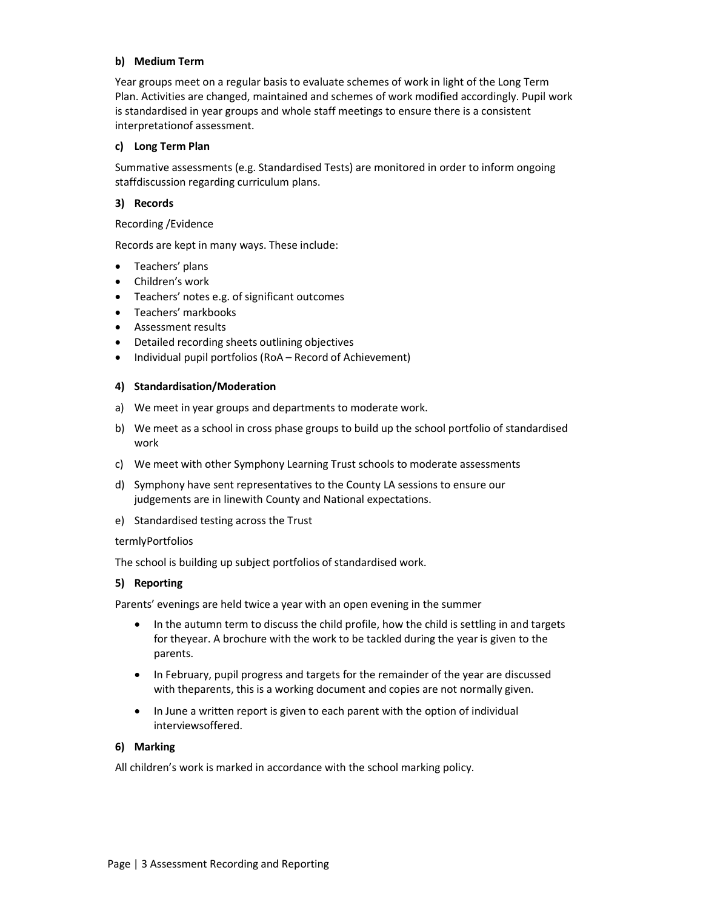**b) Medium Term**

Year groups meet on a regular basis to evaluate schemes of work in light of the Long Term Plan. Activities are changed, maintained and schemes of work modified accordingly. Pupil work is standardised in year groups and whole staff meetings to ensure there is a consistent interpretationof assessment.

**c) Long Term Plan**

Summative assessments (e.g. Standardised Tests) are monitored in order to inform ongoing staffdiscussion regarding curriculum plans.

**3) Records**

Recording /Evidence

Records are kept in many ways. These include:

- Teachers' plans
- Children's work
- Teachers' notes e.g. of significant outcomes
- Teachers' markbooks
- Assessment results
- Detailed recording sheets outlining objectives
- Individual pupil portfolios (RoA – Record of Achievement)

**4) Standardisation/Moderation**

a) We meet in year groups and departments to moderate work.

b) We meet as a school in cross phase groups to build up the school portfolio of standardised work

c) We meet with other Symphony Learning Trust schools to moderate assessments

d) Symphony have sent representatives to the County LA sessions to ensure our judgements are in linewith County and National expectations.

e) Standardised testing across the Trust

termlyPortfolios

The school is building up subject portfolios of standardised work.

**5) Reporting**

Parents' evenings are held twice a year with an open evening in the summer

- In the autumn term to discuss the child profile, how the child is settling in and targets for theyear. A brochure with the work to be tackled during the year is given to the parents.
- In February, pupil progress and targets for the remainder of the year are discussed with theparents, this is a working document and copies are not normally given.
- In June a written report is given to each parent with the option of individual interviewsoffered.

**6) Marking**

All children's work is marked in accordance with the school marking policy.